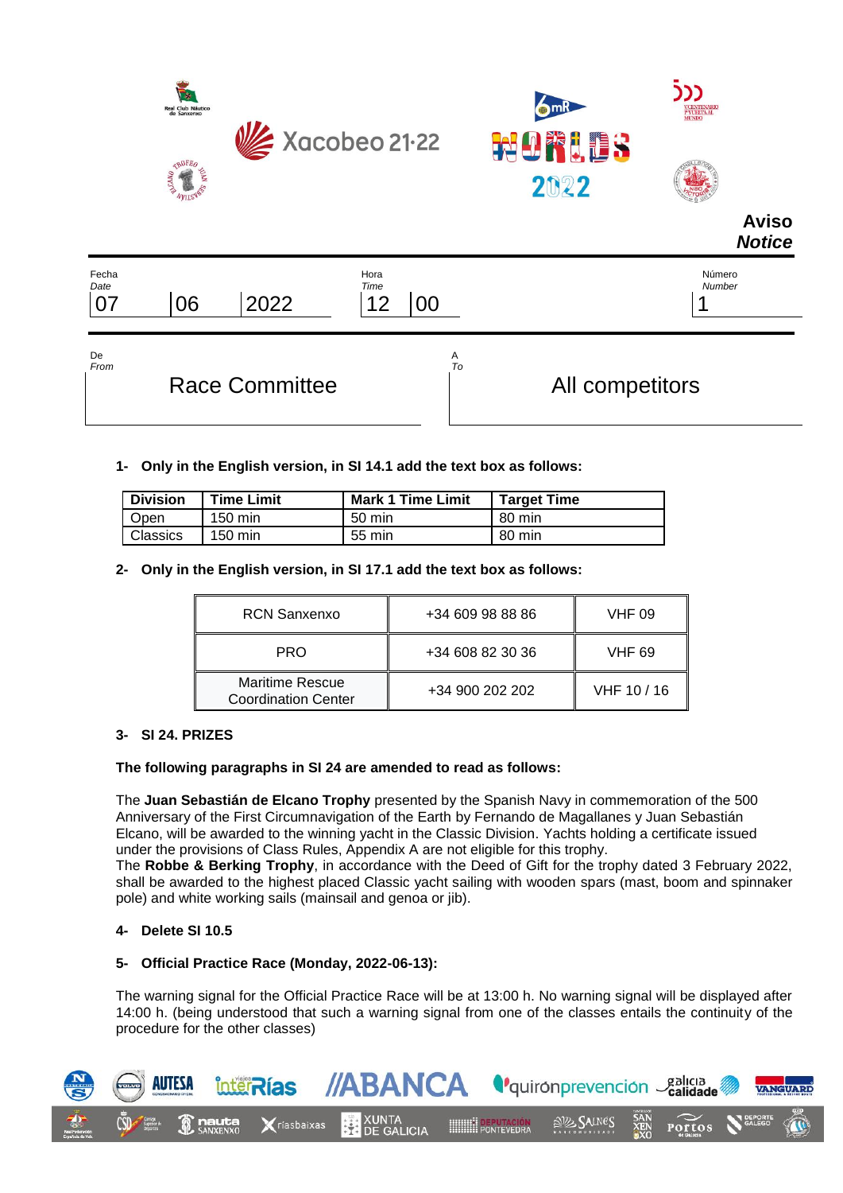Xacobeo 21·22

WORLDS 2022

# Aviso
*Notice*

| Fecha *Date* | | | Hora *Time* | | Número *Number* |
|---|---|---|---|---|---|
| 07 | 06 | 2022 | 12 | 00 | 1 |

| De *From* | A *To* |
|---|---|
| Race Committee | All competitors |

**1- Only in the English version, in SI 14.1 add the text box as follows:**

| Division | Time Limit | Mark 1 Time Limit | Target Time |
|---|---|---|---|
| Open | 150 min | 50 min | 80 min |
| Classics | 150 min | 55 min | 80 min |

**2- Only in the English version, in SI 17.1 add the text box as follows:**

| | | |
|---|---|---|
| RCN Sanxenxo | +34 609 98 88 86 | VHF 09 |
| PRO | +34 608 82 30 36 | VHF 69 |
| Maritime Rescue Coordination Center | +34 900 202 202 | VHF 10 / 16 |

**3- SI 24. PRIZES**

**The following paragraphs in SI 24 are amended to read as follows:**

The **Juan Sebastián de Elcano Trophy** presented by the Spanish Navy in commemoration of the 500 Anniversary of the First Circumnavigation of the Earth by Fernando de Magallanes y Juan Sebastián Elcano, will be awarded to the winning yacht in the Classic Division. Yachts holding a certificate issued under the provisions of Class Rules, Appendix A are not eligible for this trophy.
The **Robbe & Berking Trophy**, in accordance with the Deed of Gift for the trophy dated 3 February 2022, shall be awarded to the highest placed Classic yacht sailing with wooden spars (mast, boom and spinnaker pole) and white working sails (mainsail and genoa or jib).

**4- Delete SI 10.5**

**5- Official Practice Race (Monday, 2022-06-13):**

The warning signal for the Official Practice Race will be at 13:00 h. No warning signal will be displayed after 14:00 h. (being understood that such a warning signal from one of the classes entails the continuity of the procedure for the other classes)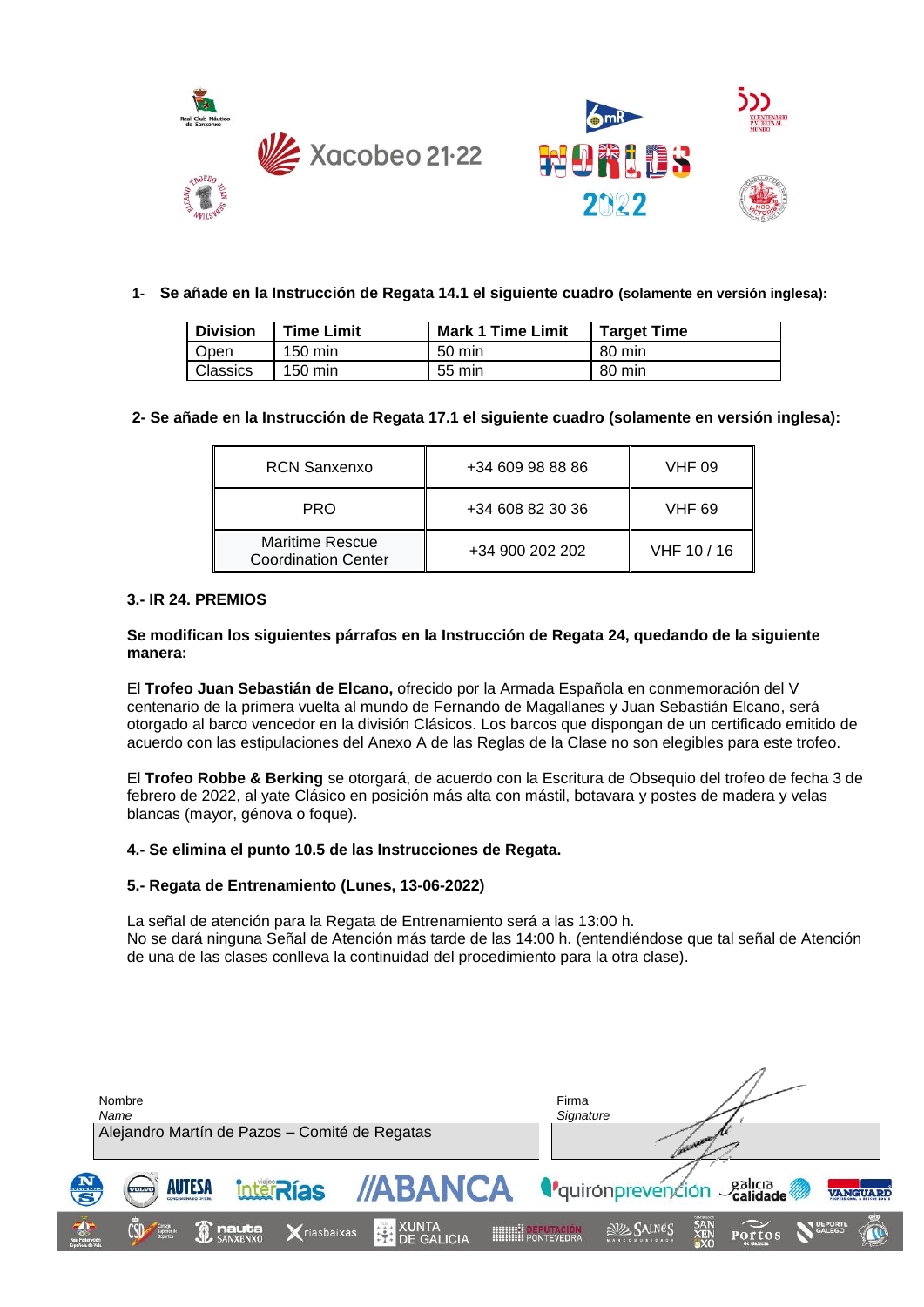**1- Se añade en la Instrucción de Regata 14.1 el siguiente cuadro** (solamente en versión inglesa)**:**

| Division | Time Limit | Mark 1 Time Limit | Target Time |
|---|---|---|---|
| Open | 150 min | 50 min | 80 min |
| Classics | 150 min | 55 min | 80 min |

**2- Se añade en la Instrucción de Regata 17.1 el siguiente cuadro (solamente en versión inglesa):**

| | | |
|---|---|---|
| RCN Sanxenxo | +34 609 98 88 86 | VHF 09 |
| PRO | +34 608 82 30 36 | VHF 69 |
| Maritime Rescue Coordination Center | +34 900 202 202 | VHF 10 / 16 |

**3.- IR 24. PREMIOS**

**Se modifican los siguientes párrafos en la Instrucción de Regata 24, quedando de la siguiente manera:**

El **Trofeo Juan Sebastián de Elcano,** ofrecido por la Armada Española en conmemoración del V centenario de la primera vuelta al mundo de Fernando de Magallanes y Juan Sebastián Elcano, será otorgado al barco vencedor en la división Clásicos. Los barcos que dispongan de un certificado emitido de acuerdo con las estipulaciones del Anexo A de las Reglas de la Clase no son elegibles para este trofeo.

El **Trofeo Robbe & Berking** se otorgará, de acuerdo con la Escritura de Obsequio del trofeo de fecha 3 de febrero de 2022, al yate Clásico en posición más alta con mástil, botavara y postes de madera y velas blancas (mayor, génova o foque).

**4.- Se elimina el punto 10.5 de las Instrucciones de Regata.**

**5.- Regata de Entrenamiento (Lunes, 13-06-2022)**

La señal de atención para la Regata de Entrenamiento será a las 13:00 h.
No se dará ninguna Señal de Atención más tarde de las 14:00 h. (entendiéndose que tal señal de Atención de una de las clases conlleva la continuidad del procedimiento para la otra clase).

Nombre
*Name*
Alejandro Martín de Pazos – Comité de Regatas

Firma
*Signature*